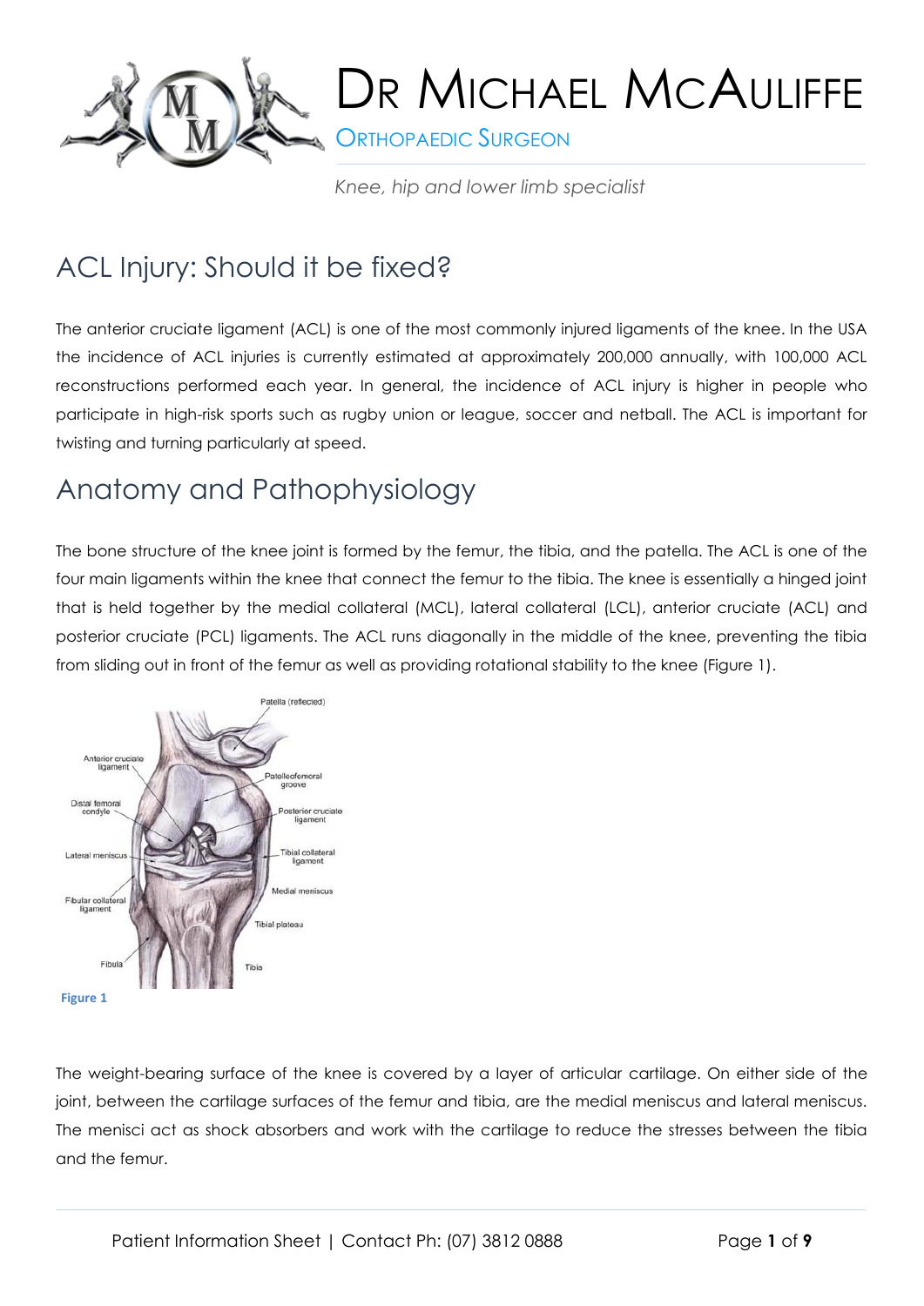# Dr Michael McAuliffe

Orthopaedic Surgeon

*Knee, hip and lower limb specialist*

## ACL Injury: Should it be fixed?

The anterior cruciate ligament (ACL) is one of the most commonly injured ligaments of the knee. In the USA the incidence of ACL injuries is currently estimated at approximately 200,000 annually, with 100,000 ACL reconstructions performed each year. In general, the incidence of ACL injury is higher in people who participate in high-risk sports such as rugby union or league, soccer and netball. The ACL is important for twisting and turning particularly at speed.

## Anatomy and Pathophysiology

The bone structure of the knee joint is formed by the femur, the tibia, and the patella. The ACL is one of the four main ligaments within the knee that connect the femur to the tibia. The knee is essentially a hinged joint that is held together by the medial collateral (MCL), lateral collateral (LCL), anterior cruciate (ACL) and posterior cruciate (PCL) ligaments. The ACL runs diagonally in the middle of the knee, preventing the tibia from sliding out in front of the femur as well as providing rotational stability to the knee (Figure 1).

Figure 1

The weight-bearing surface of the knee is covered by a layer of articular cartilage. On either side of the joint, between the cartilage surfaces of the femur and tibia, are the medial meniscus and lateral meniscus. The menisci act as shock absorbers and work with the cartilage to reduce the stresses between the tibia and the femur.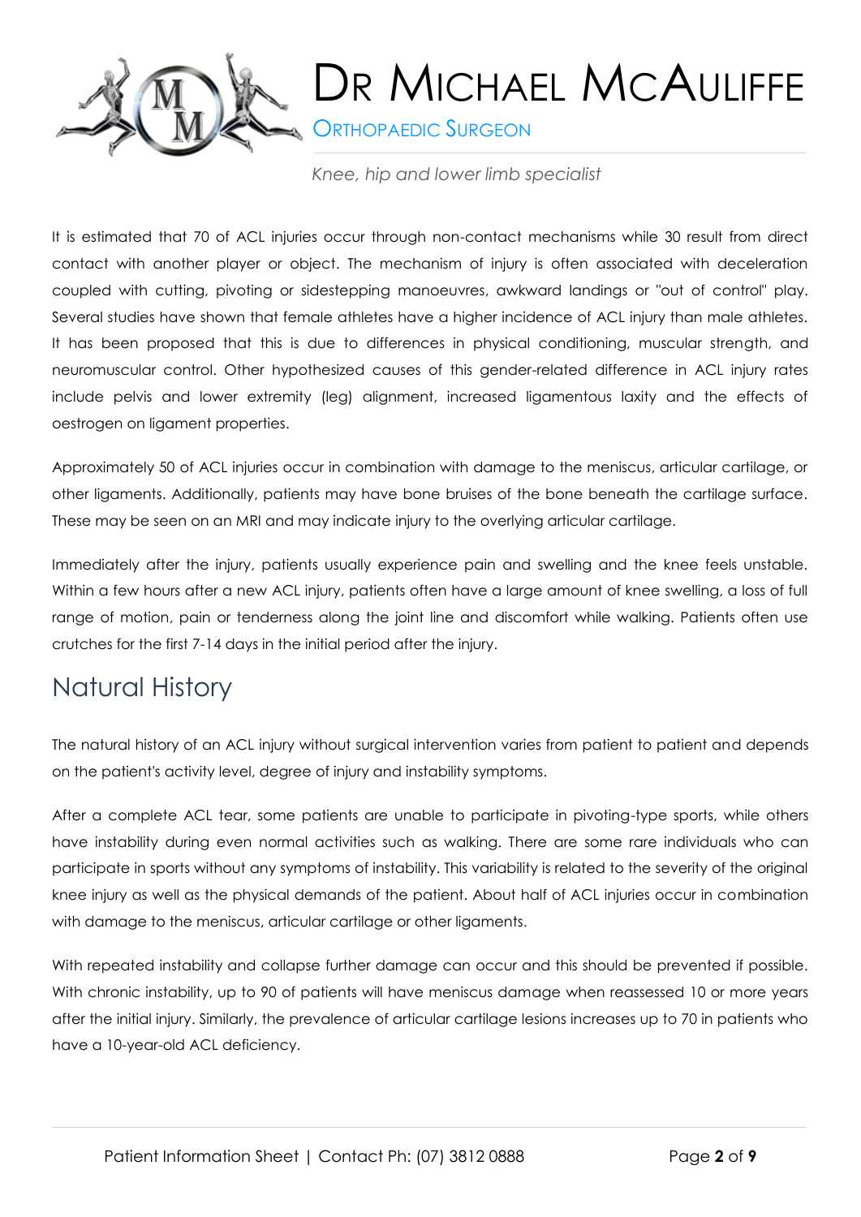It is estimated that 70 of ACL injuries occur through non-contact mechanisms while 30 result from direct contact with another player or object. The mechanism of injury is often associated with deceleration coupled with cutting, pivoting or sidestepping manoeuvres, awkward landings or "out of control" play. Several studies have shown that female athletes have a higher incidence of ACL injury than male athletes. It has been proposed that this is due to differences in physical conditioning, muscular strength, and neuromuscular control. Other hypothesized causes of this gender-related difference in ACL injury rates include pelvis and lower extremity (leg) alignment, increased ligamentous laxity and the effects of oestrogen on ligament properties.

Approximately 50 of ACL injuries occur in combination with damage to the meniscus, articular cartilage, or other ligaments. Additionally, patients may have bone bruises of the bone beneath the cartilage surface. These may be seen on an MRI and may indicate injury to the overlying articular cartilage.

Immediately after the injury, patients usually experience pain and swelling and the knee feels unstable. Within a few hours after a new ACL injury, patients often have a large amount of knee swelling, a loss of full range of motion, pain or tenderness along the joint line and discomfort while walking. Patients often use crutches for the first 7-14 days in the initial period after the injury.

## Natural History

The natural history of an ACL injury without surgical intervention varies from patient to patient and depends on the patient's activity level, degree of injury and instability symptoms.

After a complete ACL tear, some patients are unable to participate in pivoting-type sports, while others have instability during even normal activities such as walking. There are some rare individuals who can participate in sports without any symptoms of instability. This variability is related to the severity of the original knee injury as well as the physical demands of the patient. About half of ACL injuries occur in combination with damage to the meniscus, articular cartilage or other ligaments.

With repeated instability and collapse further damage can occur and this should be prevented if possible. With chronic instability, up to 90 of patients will have meniscus damage when reassessed 10 or more years after the initial injury. Similarly, the prevalence of articular cartilage lesions increases up to 70 in patients who have a 10-year-old ACL deficiency.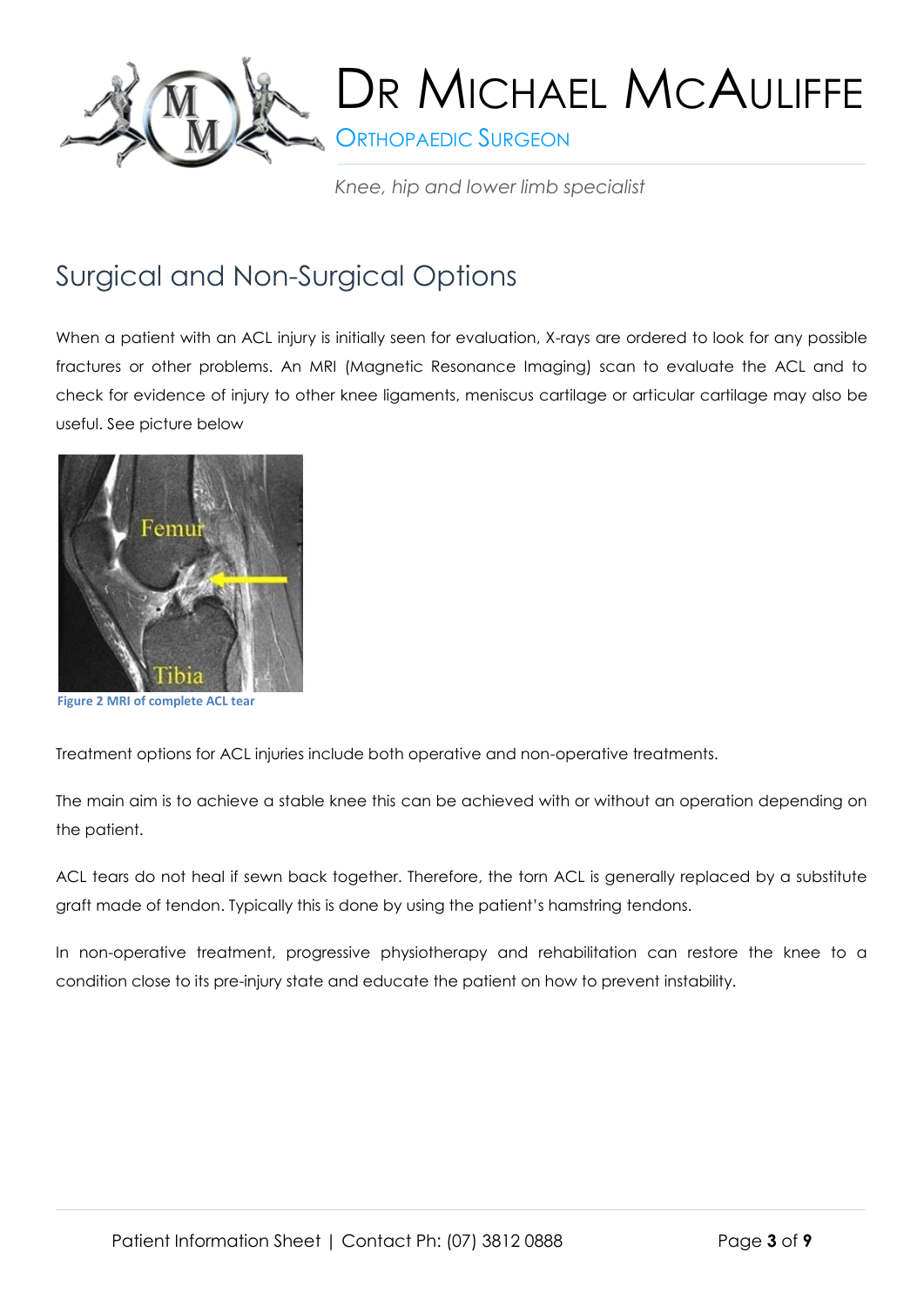## Surgical and Non-Surgical Options

When a patient with an ACL injury is initially seen for evaluation, X-rays are ordered to look for any possible fractures or other problems. An MRI (Magnetic Resonance Imaging) scan to evaluate the ACL and to check for evidence of injury to other knee ligaments, meniscus cartilage or articular cartilage may also be useful. See picture below

**Figure 2 MRI of complete ACL tear**

Treatment options for ACL injuries include both operative and non-operative treatments.

The main aim is to achieve a stable knee this can be achieved with or without an operation depending on the patient.

ACL tears do not heal if sewn back together. Therefore, the torn ACL is generally replaced by a substitute graft made of tendon. Typically this is done by using the patient's hamstring tendons.

In non-operative treatment, progressive physiotherapy and rehabilitation can restore the knee to a condition close to its pre-injury state and educate the patient on how to prevent instability.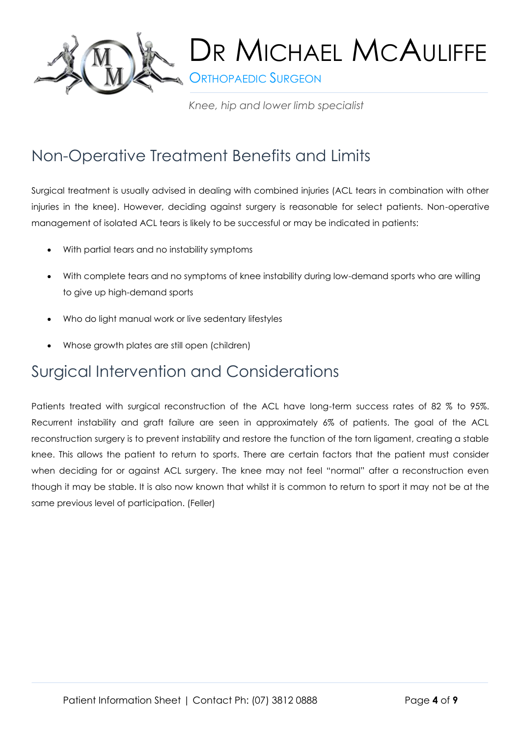## Non-Operative Treatment Benefits and Limits

Surgical treatment is usually advised in dealing with combined injuries (ACL tears in combination with other injuries in the knee). However, deciding against surgery is reasonable for select patients. Non-operative management of isolated ACL tears is likely to be successful or may be indicated in patients:

- With partial tears and no instability symptoms
- With complete tears and no symptoms of knee instability during low-demand sports who are willing to give up high-demand sports
- Who do light manual work or live sedentary lifestyles
- Whose growth plates are still open (children)

## Surgical Intervention and Considerations

Patients treated with surgical reconstruction of the ACL have long-term success rates of 82 % to 95%. Recurrent instability and graft failure are seen in approximately 6% of patients. The goal of the ACL reconstruction surgery is to prevent instability and restore the function of the torn ligament, creating a stable knee. This allows the patient to return to sports. There are certain factors that the patient must consider when deciding for or against ACL surgery. The knee may not feel "normal" after a reconstruction even though it may be stable. It is also now known that whilst it is common to return to sport it may not be at the same previous level of participation. (Feller)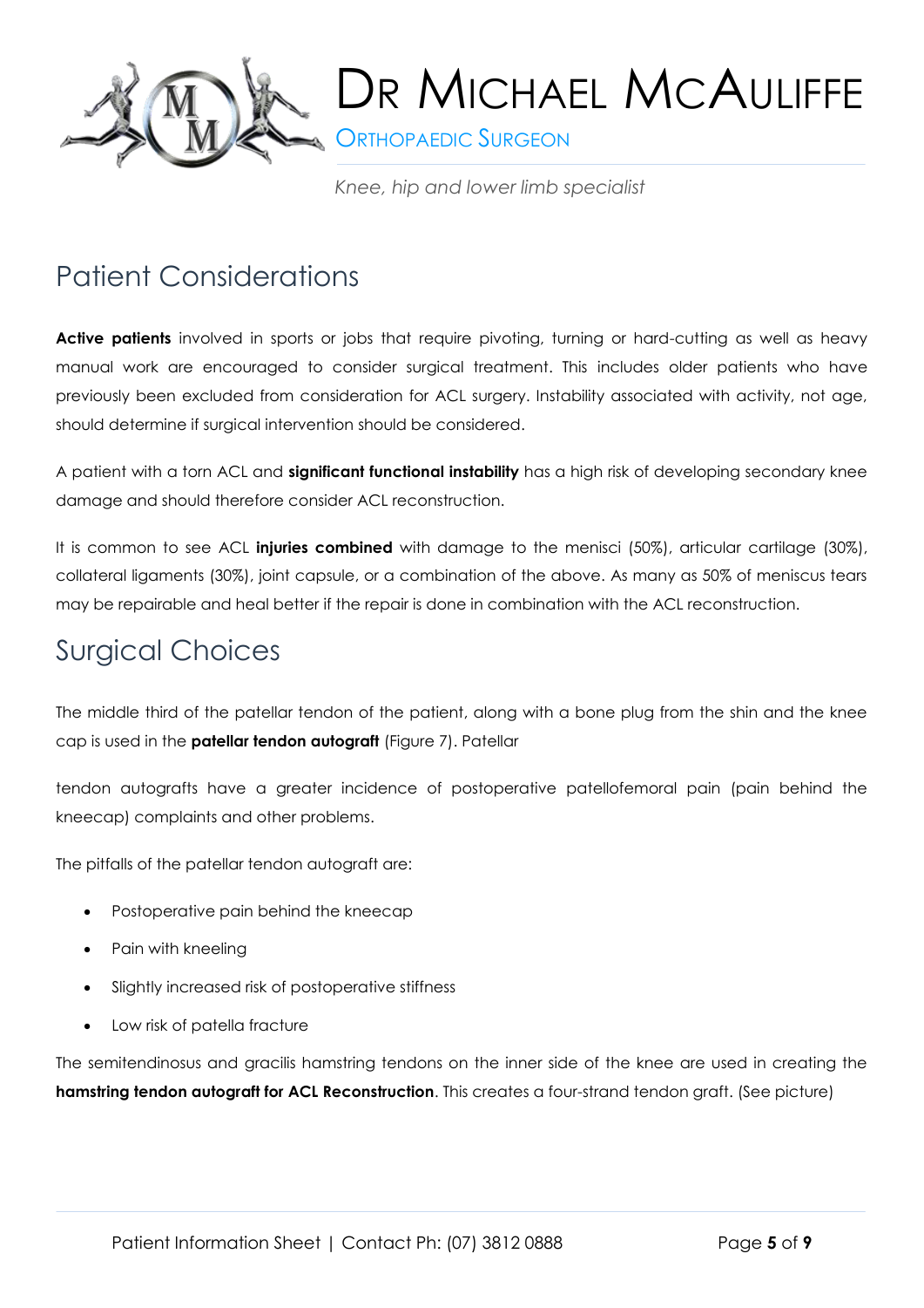## Patient Considerations

**Active patients** involved in sports or jobs that require pivoting, turning or hard-cutting as well as heavy manual work are encouraged to consider surgical treatment. This includes older patients who have previously been excluded from consideration for ACL surgery. Instability associated with activity, not age, should determine if surgical intervention should be considered.

A patient with a torn ACL and **significant functional instability** has a high risk of developing secondary knee damage and should therefore consider ACL reconstruction.

It is common to see ACL **injuries combined** with damage to the menisci (50%), articular cartilage (30%), collateral ligaments (30%), joint capsule, or a combination of the above. As many as 50% of meniscus tears may be repairable and heal better if the repair is done in combination with the ACL reconstruction.

## Surgical Choices

The middle third of the patellar tendon of the patient, along with a bone plug from the shin and the knee cap is used in the **patellar tendon autograft** (Figure 7). Patellar

tendon autografts have a greater incidence of postoperative patellofemoral pain (pain behind the kneecap) complaints and other problems.

The pitfalls of the patellar tendon autograft are:

- Postoperative pain behind the kneecap
- Pain with kneeling
- Slightly increased risk of postoperative stiffness
- Low risk of patella fracture

The semitendinosus and gracilis hamstring tendons on the inner side of the knee are used in creating the **hamstring tendon autograft for ACL Reconstruction**. This creates a four-strand tendon graft. (See picture)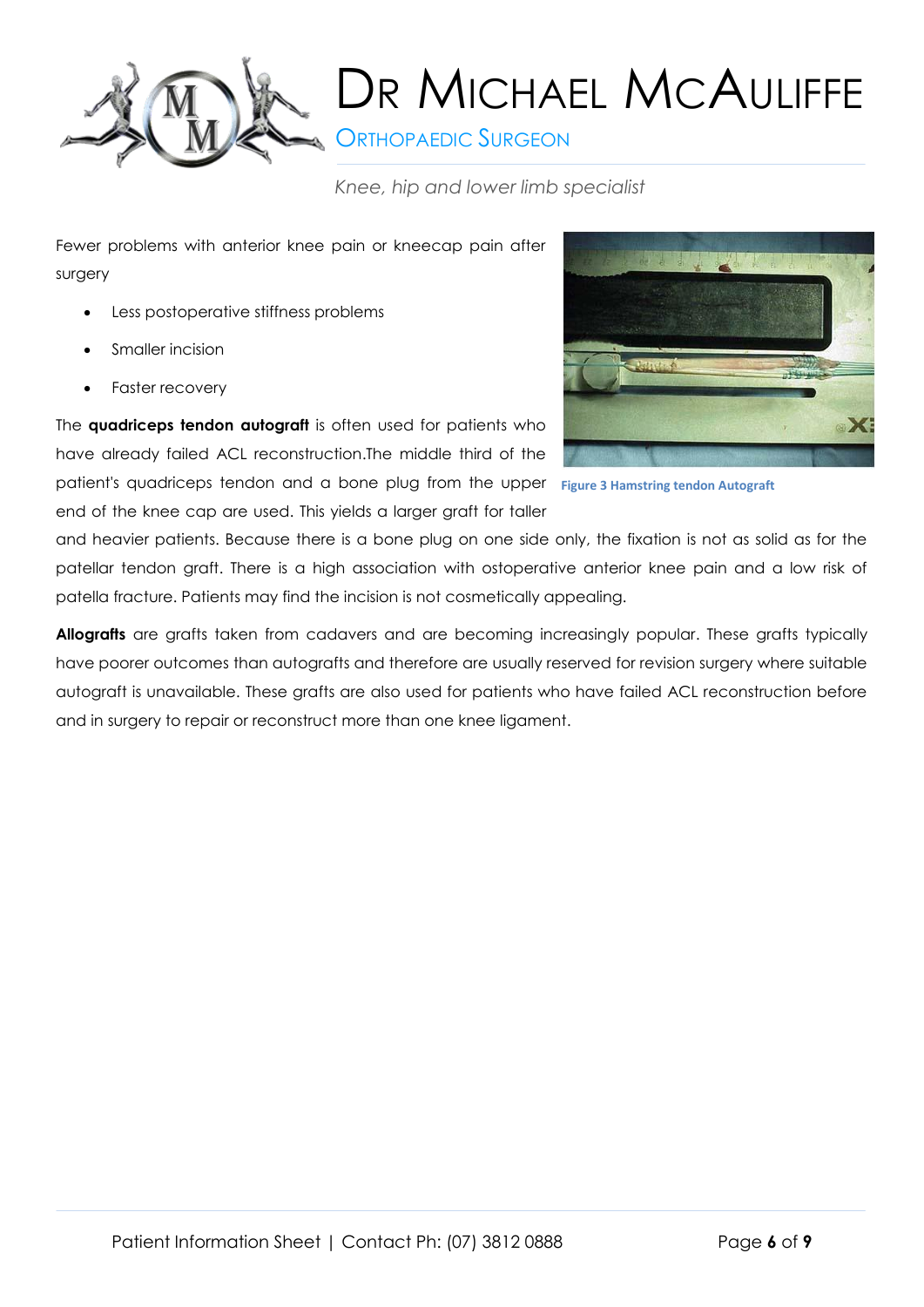Fewer problems with anterior knee pain or kneecap pain after surgery

- Less postoperative stiffness problems
- Smaller incision
- Faster recovery

Figure 3 Hamstring tendon Autograft

The **quadriceps tendon autograft** is often used for patients who have already failed ACL reconstruction.The middle third of the patient's quadriceps tendon and a bone plug from the upper end of the knee cap are used. This yields a larger graft for taller and heavier patients. Because there is a bone plug on one side only, the fixation is not as solid as for the patellar tendon graft. There is a high association with ostoperative anterior knee pain and a low risk of patella fracture. Patients may find the incision is not cosmetically appealing.

**Allografts** are grafts taken from cadavers and are becoming increasingly popular. These grafts typically have poorer outcomes than autografts and therefore are usually reserved for revision surgery where suitable autograft is unavailable. These grafts are also used for patients who have failed ACL reconstruction before and in surgery to repair or reconstruct more than one knee ligament.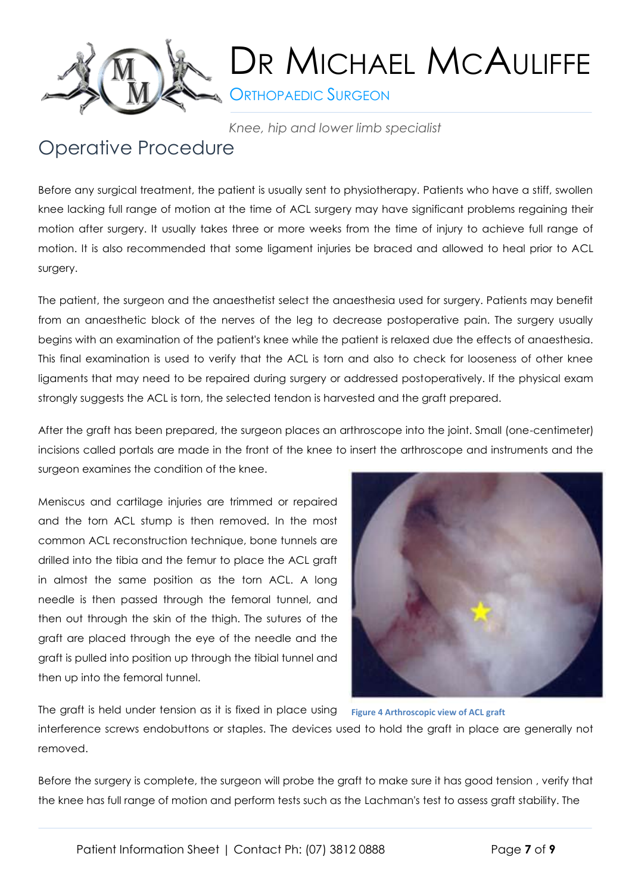# Operative Procedure

Before any surgical treatment, the patient is usually sent to physiotherapy. Patients who have a stiff, swollen knee lacking full range of motion at the time of ACL surgery may have significant problems regaining their motion after surgery. It usually takes three or more weeks from the time of injury to achieve full range of motion. It is also recommended that some ligament injuries be braced and allowed to heal prior to ACL surgery.

The patient, the surgeon and the anaesthetist select the anaesthesia used for surgery. Patients may benefit from an anaesthetic block of the nerves of the leg to decrease postoperative pain. The surgery usually begins with an examination of the patient's knee while the patient is relaxed due the effects of anaesthesia. This final examination is used to verify that the ACL is torn and also to check for looseness of other knee ligaments that may need to be repaired during surgery or addressed postoperatively. If the physical exam strongly suggests the ACL is torn, the selected tendon is harvested and the graft prepared.

After the graft has been prepared, the surgeon places an arthroscope into the joint. Small (one-centimeter) incisions called portals are made in the front of the knee to insert the arthroscope and instruments and the surgeon examines the condition of the knee.

Meniscus and cartilage injuries are trimmed or repaired and the torn ACL stump is then removed. In the most common ACL reconstruction technique, bone tunnels are drilled into the tibia and the femur to place the ACL graft in almost the same position as the torn ACL. A long needle is then passed through the femoral tunnel, and then out through the skin of the thigh. The sutures of the graft are placed through the eye of the needle and the graft is pulled into position up through the tibial tunnel and then up into the femoral tunnel.

Figure 4 Arthroscopic view of ACL graft

The graft is held under tension as it is fixed in place using interference screws endobuttons or staples. The devices used to hold the graft in place are generally not removed.

Before the surgery is complete, the surgeon will probe the graft to make sure it has good tension , verify that the knee has full range of motion and perform tests such as the Lachman's test to assess graft stability. The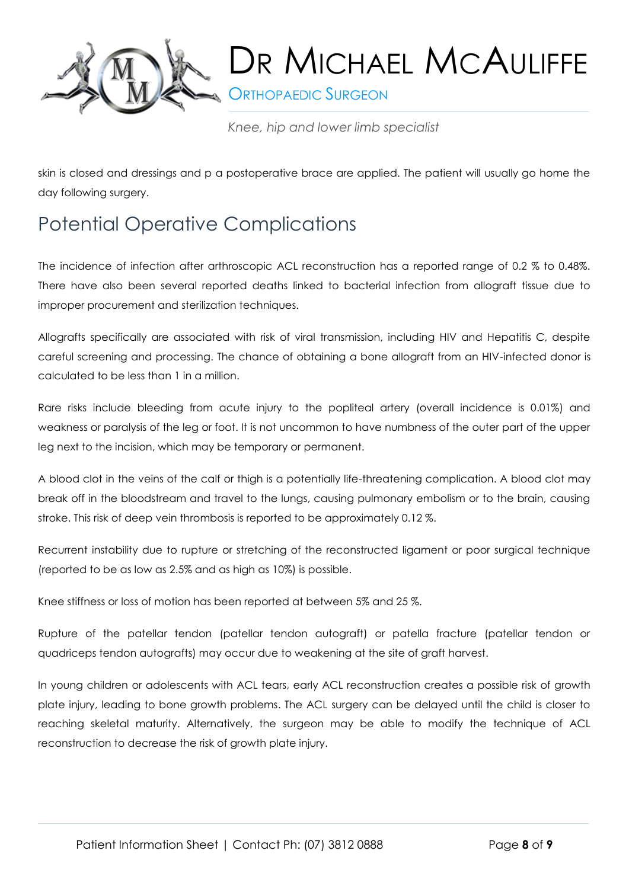skin is closed and dressings and p a postoperative brace are applied. The patient will usually go home the day following surgery.

## Potential Operative Complications

The incidence of infection after arthroscopic ACL reconstruction has a reported range of 0.2 % to 0.48%. There have also been several reported deaths linked to bacterial infection from allograft tissue due to improper procurement and sterilization techniques.

Allografts specifically are associated with risk of viral transmission, including HIV and Hepatitis C, despite careful screening and processing. The chance of obtaining a bone allograft from an HIV-infected donor is calculated to be less than 1 in a million.

Rare risks include bleeding from acute injury to the popliteal artery (overall incidence is 0.01%) and weakness or paralysis of the leg or foot. It is not uncommon to have numbness of the outer part of the upper leg next to the incision, which may be temporary or permanent.

A blood clot in the veins of the calf or thigh is a potentially life-threatening complication. A blood clot may break off in the bloodstream and travel to the lungs, causing pulmonary embolism or to the brain, causing stroke. This risk of deep vein thrombosis is reported to be approximately 0.12 %.

Recurrent instability due to rupture or stretching of the reconstructed ligament or poor surgical technique (reported to be as low as 2.5% and as high as 10%) is possible.

Knee stiffness or loss of motion has been reported at between 5% and 25 %.

Rupture of the patellar tendon (patellar tendon autograft) or patella fracture (patellar tendon or quadriceps tendon autografts) may occur due to weakening at the site of graft harvest.

In young children or adolescents with ACL tears, early ACL reconstruction creates a possible risk of growth plate injury, leading to bone growth problems. The ACL surgery can be delayed until the child is closer to reaching skeletal maturity. Alternatively, the surgeon may be able to modify the technique of ACL reconstruction to decrease the risk of growth plate injury.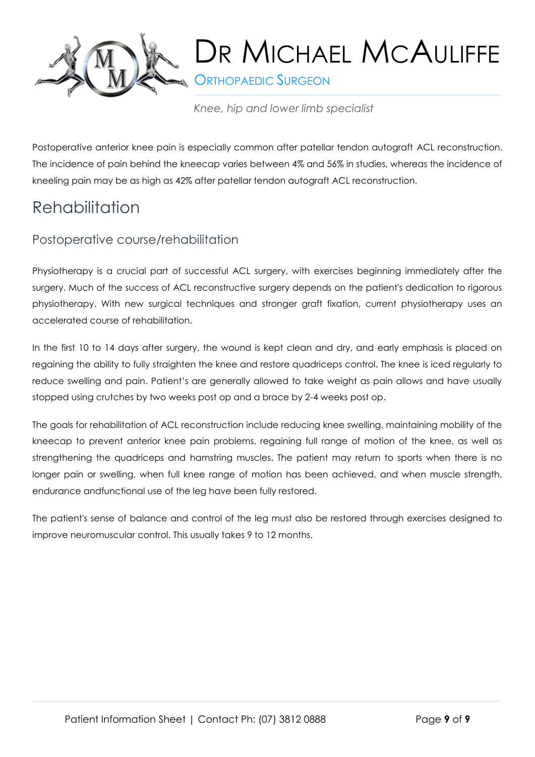Postoperative anterior knee pain is especially common after patellar tendon autograft ACL reconstruction. The incidence of pain behind the kneecap varies between 4% and 56% in studies, whereas the incidence of kneeling pain may be as high as 42% after patellar tendon autograft ACL reconstruction.

# Rehabilitation

## Postoperative course/rehabilitation

Physiotherapy is a crucial part of successful ACL surgery, with exercises beginning immediately after the surgery. Much of the success of ACL reconstructive surgery depends on the patient's dedication to rigorous physiotherapy. With new surgical techniques and stronger graft fixation, current physiotherapy uses an accelerated course of rehabilitation.

In the first 10 to 14 days after surgery, the wound is kept clean and dry, and early emphasis is placed on regaining the ability to fully straighten the knee and restore quadriceps control. The knee is iced regularly to reduce swelling and pain. Patient's are generally allowed to take weight as pain allows and have usually stopped using crutches by two weeks post op and a brace by 2-4 weeks post op.

The goals for rehabilitation of ACL reconstruction include reducing knee swelling, maintaining mobility of the kneecap to prevent anterior knee pain problems, regaining full range of motion of the knee, as well as strengthening the quadriceps and hamstring muscles. The patient may return to sports when there is no longer pain or swelling, when full knee range of motion has been achieved, and when muscle strength, endurance andfunctional use of the leg have been fully restored.

The patient's sense of balance and control of the leg must also be restored through exercises designed to improve neuromuscular control. This usually takes 9 to 12 months.